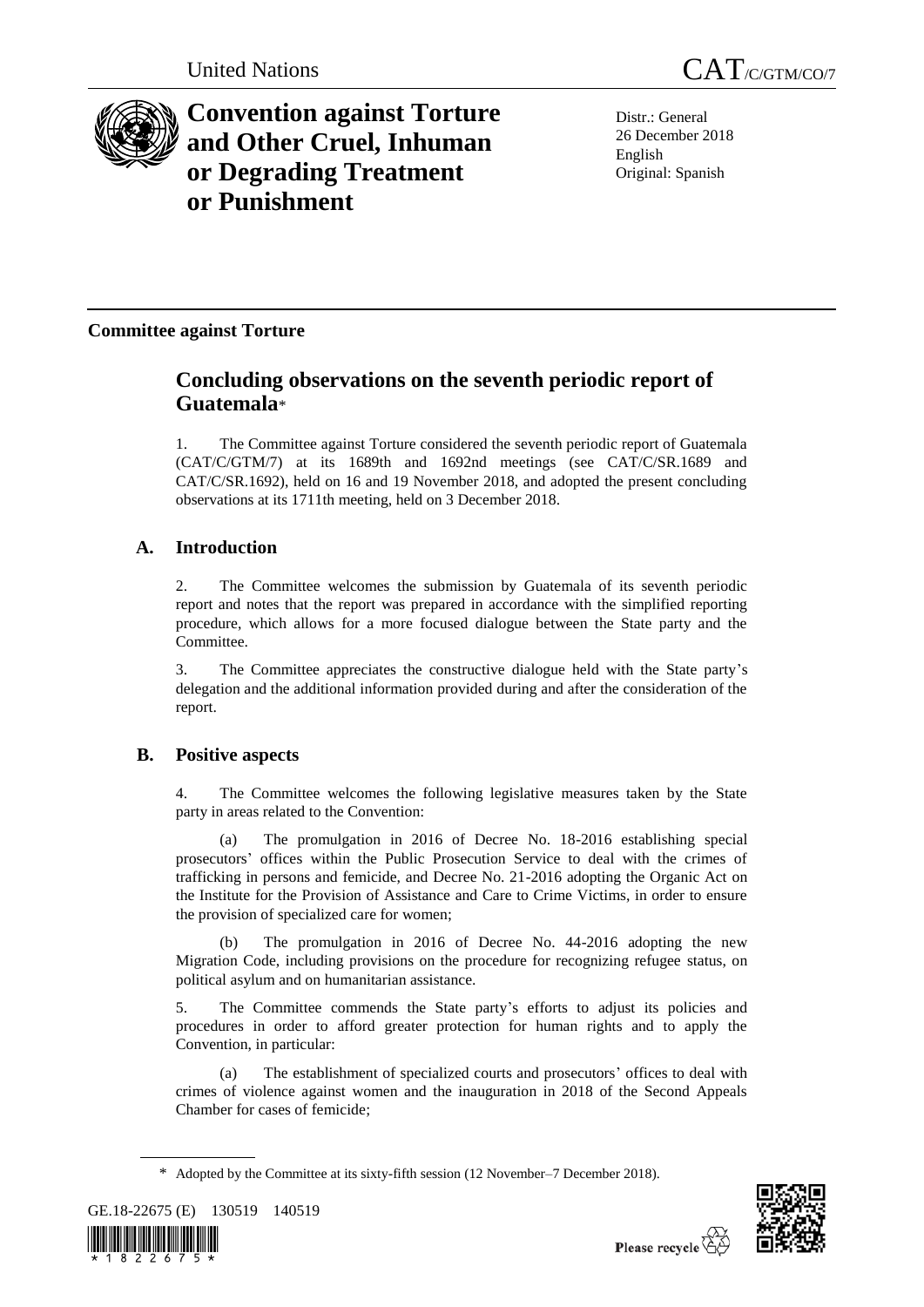United Nations

CAT/C/GTM/CO/7

# Convention against Torture and Other Cruel, Inhuman or Degrading Treatment or Punishment

Distr.: General
26 December 2018
English
Original: Spanish

**Committee against Torture**

## Concluding observations on the seventh periodic report of Guatemala*

1. The Committee against Torture considered the seventh periodic report of Guatemala (CAT/C/GTM/7) at its 1689th and 1692nd meetings (see CAT/C/SR.1689 and CAT/C/SR.1692), held on 16 and 19 November 2018, and adopted the present concluding observations at its 1711th meeting, held on 3 December 2018.

## A. Introduction

2. The Committee welcomes the submission by Guatemala of its seventh periodic report and notes that the report was prepared in accordance with the simplified reporting procedure, which allows for a more focused dialogue between the State party and the Committee.

3. The Committee appreciates the constructive dialogue held with the State party's delegation and the additional information provided during and after the consideration of the report.

## B. Positive aspects

4. The Committee welcomes the following legislative measures taken by the State party in areas related to the Convention:

(a) The promulgation in 2016 of Decree No. 18-2016 establishing special prosecutors' offices within the Public Prosecution Service to deal with the crimes of trafficking in persons and femicide, and Decree No. 21-2016 adopting the Organic Act on the Institute for the Provision of Assistance and Care to Crime Victims, in order to ensure the provision of specialized care for women;

(b) The promulgation in 2016 of Decree No. 44-2016 adopting the new Migration Code, including provisions on the procedure for recognizing refugee status, on political asylum and on humanitarian assistance.

5. The Committee commends the State party's efforts to adjust its policies and procedures in order to afford greater protection for human rights and to apply the Convention, in particular:

(a) The establishment of specialized courts and prosecutors' offices to deal with crimes of violence against women and the inauguration in 2018 of the Second Appeals Chamber for cases of femicide;

\* Adopted by the Committee at its sixty-fifth session (12 November–7 December 2018).

GE.18-22675 (E) 130519 140519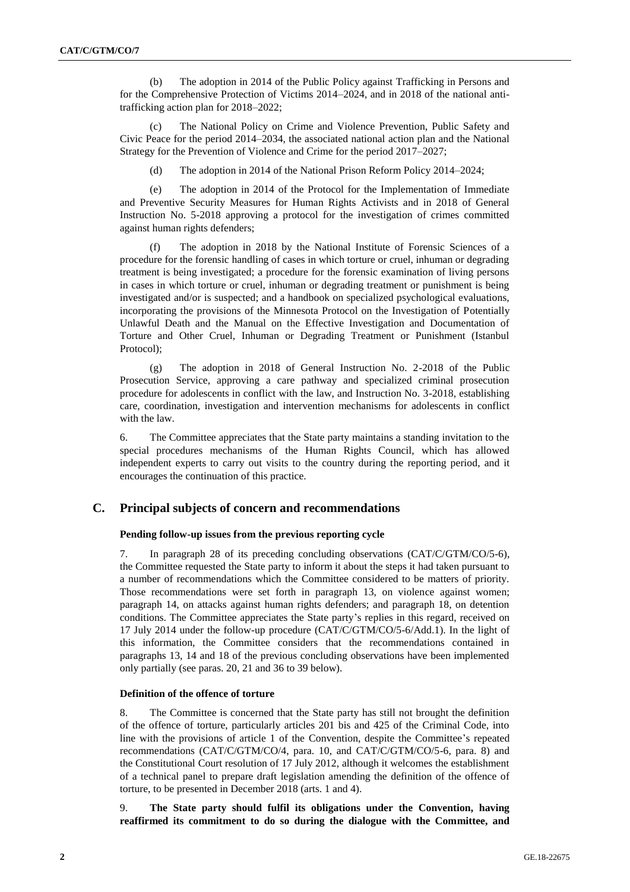(b) The adoption in 2014 of the Public Policy against Trafficking in Persons and for the Comprehensive Protection of Victims 2014–2024, and in 2018 of the national anti-trafficking action plan for 2018–2022;

(c) The National Policy on Crime and Violence Prevention, Public Safety and Civic Peace for the period 2014–2034, the associated national action plan and the National Strategy for the Prevention of Violence and Crime for the period 2017–2027;

(d) The adoption in 2014 of the National Prison Reform Policy 2014–2024;

(e) The adoption in 2014 of the Protocol for the Implementation of Immediate and Preventive Security Measures for Human Rights Activists and in 2018 of General Instruction No. 5-2018 approving a protocol for the investigation of crimes committed against human rights defenders;

(f) The adoption in 2018 by the National Institute of Forensic Sciences of a procedure for the forensic handling of cases in which torture or cruel, inhuman or degrading treatment is being investigated; a procedure for the forensic examination of living persons in cases in which torture or cruel, inhuman or degrading treatment or punishment is being investigated and/or is suspected; and a handbook on specialized psychological evaluations, incorporating the provisions of the Minnesota Protocol on the Investigation of Potentially Unlawful Death and the Manual on the Effective Investigation and Documentation of Torture and Other Cruel, Inhuman or Degrading Treatment or Punishment (Istanbul Protocol);

(g) The adoption in 2018 of General Instruction No. 2-2018 of the Public Prosecution Service, approving a care pathway and specialized criminal prosecution procedure for adolescents in conflict with the law, and Instruction No. 3-2018, establishing care, coordination, investigation and intervention mechanisms for adolescents in conflict with the law.

6. The Committee appreciates that the State party maintains a standing invitation to the special procedures mechanisms of the Human Rights Council, which has allowed independent experts to carry out visits to the country during the reporting period, and it encourages the continuation of this practice.

## C. Principal subjects of concern and recommendations

### Pending follow-up issues from the previous reporting cycle

7. In paragraph 28 of its preceding concluding observations (CAT/C/GTM/CO/5-6), the Committee requested the State party to inform it about the steps it had taken pursuant to a number of recommendations which the Committee considered to be matters of priority. Those recommendations were set forth in paragraph 13, on violence against women; paragraph 14, on attacks against human rights defenders; and paragraph 18, on detention conditions. The Committee appreciates the State party's replies in this regard, received on 17 July 2014 under the follow-up procedure (CAT/C/GTM/CO/5-6/Add.1). In the light of this information, the Committee considers that the recommendations contained in paragraphs 13, 14 and 18 of the previous concluding observations have been implemented only partially (see paras. 20, 21 and 36 to 39 below).

### Definition of the offence of torture

8. The Committee is concerned that the State party has still not brought the definition of the offence of torture, particularly articles 201 bis and 425 of the Criminal Code, into line with the provisions of article 1 of the Convention, despite the Committee's repeated recommendations (CAT/C/GTM/CO/4, para. 10, and CAT/C/GTM/CO/5-6, para. 8) and the Constitutional Court resolution of 17 July 2012, although it welcomes the establishment of a technical panel to prepare draft legislation amending the definition of the offence of torture, to be presented in December 2018 (arts. 1 and 4).

9. **The State party should fulfil its obligations under the Convention, having reaffirmed its commitment to do so during the dialogue with the Committee, and**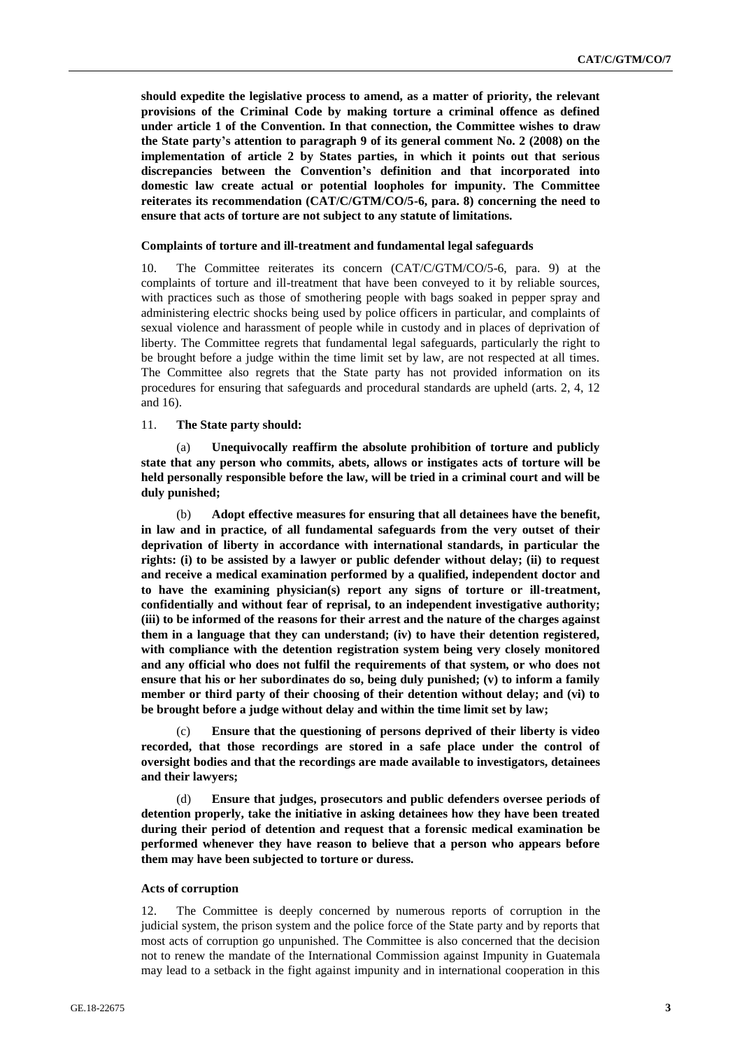**should expedite the legislative process to amend, as a matter of priority, the relevant provisions of the Criminal Code by making torture a criminal offence as defined under article 1 of the Convention. In that connection, the Committee wishes to draw the State party's attention to paragraph 9 of its general comment No. 2 (2008) on the implementation of article 2 by States parties, in which it points out that serious discrepancies between the Convention's definition and that incorporated into domestic law create actual or potential loopholes for impunity. The Committee reiterates its recommendation (CAT/C/GTM/CO/5-6, para. 8) concerning the need to ensure that acts of torture are not subject to any statute of limitations.**

### Complaints of torture and ill-treatment and fundamental legal safeguards

10. The Committee reiterates its concern (CAT/C/GTM/CO/5-6, para. 9) at the complaints of torture and ill-treatment that have been conveyed to it by reliable sources, with practices such as those of smothering people with bags soaked in pepper spray and administering electric shocks being used by police officers in particular, and complaints of sexual violence and harassment of people while in custody and in places of deprivation of liberty. The Committee regrets that fundamental legal safeguards, particularly the right to be brought before a judge within the time limit set by law, are not respected at all times. The Committee also regrets that the State party has not provided information on its procedures for ensuring that safeguards and procedural standards are upheld (arts. 2, 4, 12 and 16).

11. **The State party should:**

(a) **Unequivocally reaffirm the absolute prohibition of torture and publicly state that any person who commits, abets, allows or instigates acts of torture will be held personally responsible before the law, will be tried in a criminal court and will be duly punished;**

(b) **Adopt effective measures for ensuring that all detainees have the benefit, in law and in practice, of all fundamental safeguards from the very outset of their deprivation of liberty in accordance with international standards, in particular the rights: (i) to be assisted by a lawyer or public defender without delay; (ii) to request and receive a medical examination performed by a qualified, independent doctor and to have the examining physician(s) report any signs of torture or ill-treatment, confidentially and without fear of reprisal, to an independent investigative authority; (iii) to be informed of the reasons for their arrest and the nature of the charges against them in a language that they can understand; (iv) to have their detention registered, with compliance with the detention registration system being very closely monitored and any official who does not fulfil the requirements of that system, or who does not ensure that his or her subordinates do so, being duly punished; (v) to inform a family member or third party of their choosing of their detention without delay; and (vi) to be brought before a judge without delay and within the time limit set by law;**

(c) **Ensure that the questioning of persons deprived of their liberty is video recorded, that those recordings are stored in a safe place under the control of oversight bodies and that the recordings are made available to investigators, detainees and their lawyers;**

(d) **Ensure that judges, prosecutors and public defenders oversee periods of detention properly, take the initiative in asking detainees how they have been treated during their period of detention and request that a forensic medical examination be performed whenever they have reason to believe that a person who appears before them may have been subjected to torture or duress.**

### Acts of corruption

12. The Committee is deeply concerned by numerous reports of corruption in the judicial system, the prison system and the police force of the State party and by reports that most acts of corruption go unpunished. The Committee is also concerned that the decision not to renew the mandate of the International Commission against Impunity in Guatemala may lead to a setback in the fight against impunity and in international cooperation in this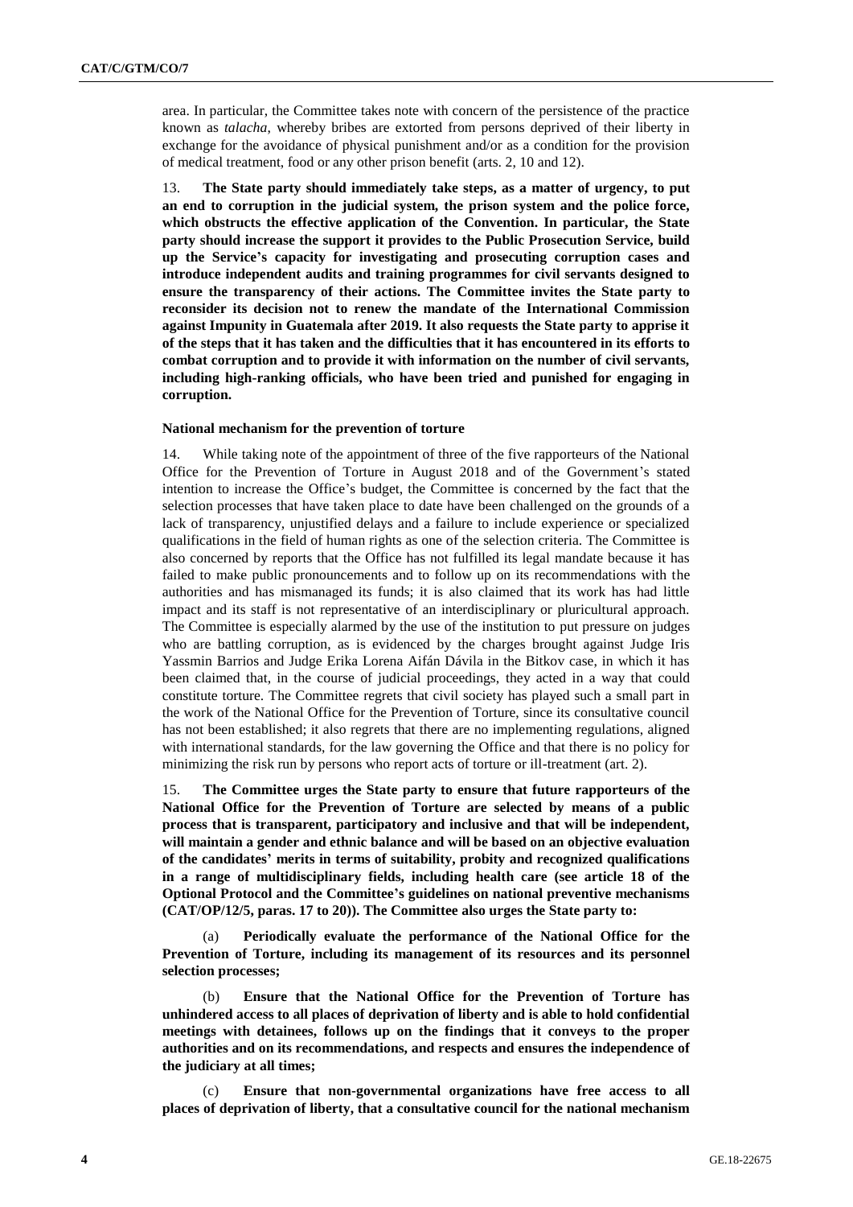area. In particular, the Committee takes note with concern of the persistence of the practice known as *talacha*, whereby bribes are extorted from persons deprived of their liberty in exchange for the avoidance of physical punishment and/or as a condition for the provision of medical treatment, food or any other prison benefit (arts. 2, 10 and 12).

13. **The State party should immediately take steps, as a matter of urgency, to put an end to corruption in the judicial system, the prison system and the police force, which obstructs the effective application of the Convention. In particular, the State party should increase the support it provides to the Public Prosecution Service, build up the Service's capacity for investigating and prosecuting corruption cases and introduce independent audits and training programmes for civil servants designed to ensure the transparency of their actions. The Committee invites the State party to reconsider its decision not to renew the mandate of the International Commission against Impunity in Guatemala after 2019. It also requests the State party to apprise it of the steps that it has taken and the difficulties that it has encountered in its efforts to combat corruption and to provide it with information on the number of civil servants, including high-ranking officials, who have been tried and punished for engaging in corruption.**

### National mechanism for the prevention of torture

14. While taking note of the appointment of three of the five rapporteurs of the National Office for the Prevention of Torture in August 2018 and of the Government's stated intention to increase the Office's budget, the Committee is concerned by the fact that the selection processes that have taken place to date have been challenged on the grounds of a lack of transparency, unjustified delays and a failure to include experience or specialized qualifications in the field of human rights as one of the selection criteria. The Committee is also concerned by reports that the Office has not fulfilled its legal mandate because it has failed to make public pronouncements and to follow up on its recommendations with the authorities and has mismanaged its funds; it is also claimed that its work has had little impact and its staff is not representative of an interdisciplinary or pluricultural approach. The Committee is especially alarmed by the use of the institution to put pressure on judges who are battling corruption, as is evidenced by the charges brought against Judge Iris Yassmin Barrios and Judge Erika Lorena Aifán Dávila in the Bitkov case, in which it has been claimed that, in the course of judicial proceedings, they acted in a way that could constitute torture. The Committee regrets that civil society has played such a small part in the work of the National Office for the Prevention of Torture, since its consultative council has not been established; it also regrets that there are no implementing regulations, aligned with international standards, for the law governing the Office and that there is no policy for minimizing the risk run by persons who report acts of torture or ill-treatment (art. 2).

15. **The Committee urges the State party to ensure that future rapporteurs of the National Office for the Prevention of Torture are selected by means of a public process that is transparent, participatory and inclusive and that will be independent, will maintain a gender and ethnic balance and will be based on an objective evaluation of the candidates' merits in terms of suitability, probity and recognized qualifications in a range of multidisciplinary fields, including health care (see article 18 of the Optional Protocol and the Committee's guidelines on national preventive mechanisms (CAT/OP/12/5, paras. 17 to 20)). The Committee also urges the State party to:**

(a) **Periodically evaluate the performance of the National Office for the Prevention of Torture, including its management of its resources and its personnel selection processes;**

(b) **Ensure that the National Office for the Prevention of Torture has unhindered access to all places of deprivation of liberty and is able to hold confidential meetings with detainees, follows up on the findings that it conveys to the proper authorities and on its recommendations, and respects and ensures the independence of the judiciary at all times;**

(c) **Ensure that non-governmental organizations have free access to all places of deprivation of liberty, that a consultative council for the national mechanism**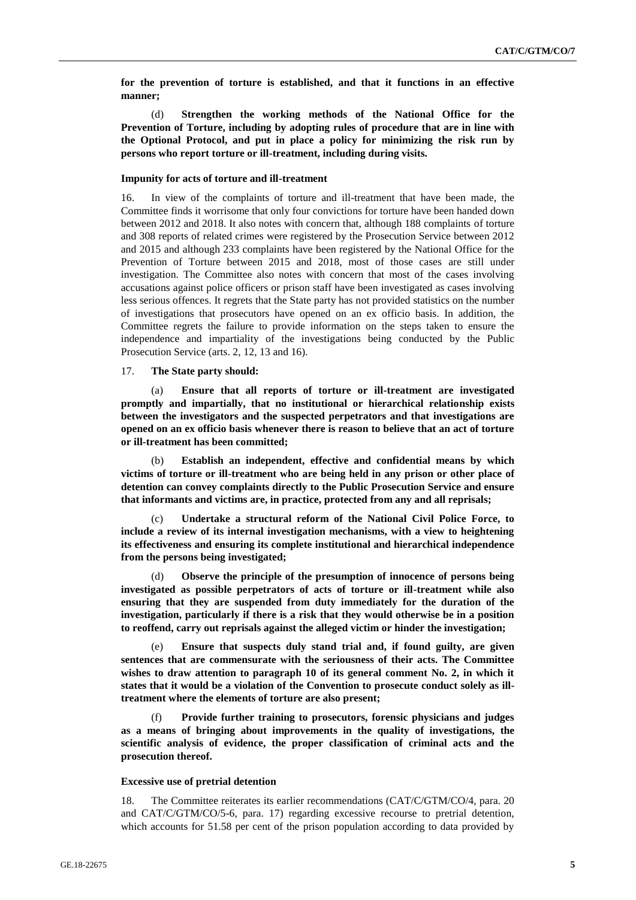**for the prevention of torture is established, and that it functions in an effective manner;**

(d) **Strengthen the working methods of the National Office for the Prevention of Torture, including by adopting rules of procedure that are in line with the Optional Protocol, and put in place a policy for minimizing the risk run by persons who report torture or ill-treatment, including during visits.**

### Impunity for acts of torture and ill-treatment

16. In view of the complaints of torture and ill-treatment that have been made, the Committee finds it worrisome that only four convictions for torture have been handed down between 2012 and 2018. It also notes with concern that, although 188 complaints of torture and 308 reports of related crimes were registered by the Prosecution Service between 2012 and 2015 and although 233 complaints have been registered by the National Office for the Prevention of Torture between 2015 and 2018, most of those cases are still under investigation. The Committee also notes with concern that most of the cases involving accusations against police officers or prison staff have been investigated as cases involving less serious offences. It regrets that the State party has not provided statistics on the number of investigations that prosecutors have opened on an ex officio basis. In addition, the Committee regrets the failure to provide information on the steps taken to ensure the independence and impartiality of the investigations being conducted by the Public Prosecution Service (arts. 2, 12, 13 and 16).

17. **The State party should:**

(a) **Ensure that all reports of torture or ill-treatment are investigated promptly and impartially, that no institutional or hierarchical relationship exists between the investigators and the suspected perpetrators and that investigations are opened on an ex officio basis whenever there is reason to believe that an act of torture or ill-treatment has been committed;**

(b) **Establish an independent, effective and confidential means by which victims of torture or ill-treatment who are being held in any prison or other place of detention can convey complaints directly to the Public Prosecution Service and ensure that informants and victims are, in practice, protected from any and all reprisals;**

(c) **Undertake a structural reform of the National Civil Police Force, to include a review of its internal investigation mechanisms, with a view to heightening its effectiveness and ensuring its complete institutional and hierarchical independence from the persons being investigated;**

(d) **Observe the principle of the presumption of innocence of persons being investigated as possible perpetrators of acts of torture or ill-treatment while also ensuring that they are suspended from duty immediately for the duration of the investigation, particularly if there is a risk that they would otherwise be in a position to reoffend, carry out reprisals against the alleged victim or hinder the investigation;**

(e) **Ensure that suspects duly stand trial and, if found guilty, are given sentences that are commensurate with the seriousness of their acts. The Committee wishes to draw attention to paragraph 10 of its general comment No. 2, in which it states that it would be a violation of the Convention to prosecute conduct solely as ill-treatment where the elements of torture are also present;**

(f) **Provide further training to prosecutors, forensic physicians and judges as a means of bringing about improvements in the quality of investigations, the scientific analysis of evidence, the proper classification of criminal acts and the prosecution thereof.**

### Excessive use of pretrial detention

18. The Committee reiterates its earlier recommendations (CAT/C/GTM/CO/4, para. 20 and CAT/C/GTM/CO/5-6, para. 17) regarding excessive recourse to pretrial detention, which accounts for 51.58 per cent of the prison population according to data provided by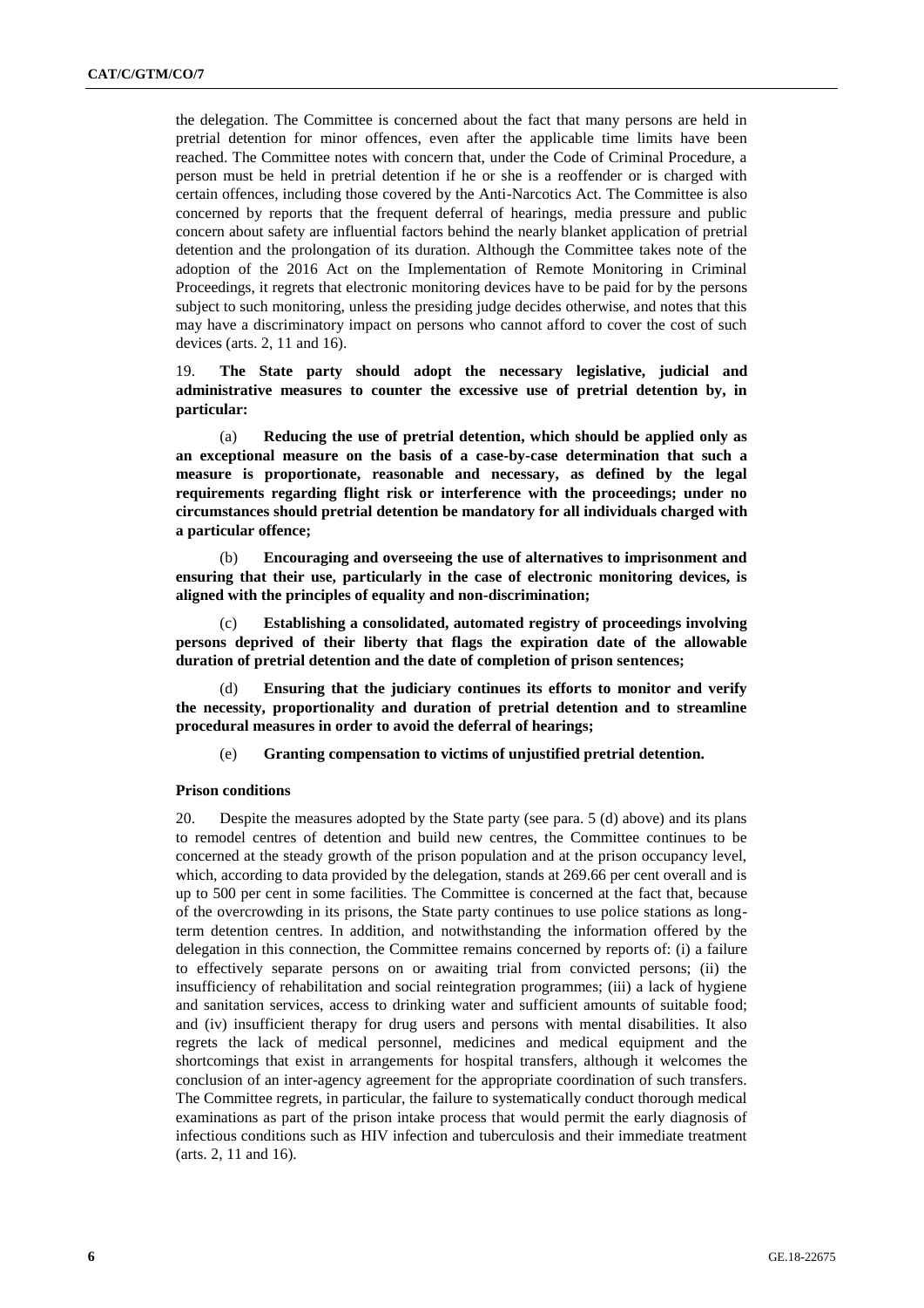the delegation. The Committee is concerned about the fact that many persons are held in pretrial detention for minor offences, even after the applicable time limits have been reached. The Committee notes with concern that, under the Code of Criminal Procedure, a person must be held in pretrial detention if he or she is a reoffender or is charged with certain offences, including those covered by the Anti-Narcotics Act. The Committee is also concerned by reports that the frequent deferral of hearings, media pressure and public concern about safety are influential factors behind the nearly blanket application of pretrial detention and the prolongation of its duration. Although the Committee takes note of the adoption of the 2016 Act on the Implementation of Remote Monitoring in Criminal Proceedings, it regrets that electronic monitoring devices have to be paid for by the persons subject to such monitoring, unless the presiding judge decides otherwise, and notes that this may have a discriminatory impact on persons who cannot afford to cover the cost of such devices (arts. 2, 11 and 16).

19. **The State party should adopt the necessary legislative, judicial and administrative measures to counter the excessive use of pretrial detention by, in particular:**

(a) **Reducing the use of pretrial detention, which should be applied only as an exceptional measure on the basis of a case-by-case determination that such a measure is proportionate, reasonable and necessary, as defined by the legal requirements regarding flight risk or interference with the proceedings; under no circumstances should pretrial detention be mandatory for all individuals charged with a particular offence;**

(b) **Encouraging and overseeing the use of alternatives to imprisonment and ensuring that their use, particularly in the case of electronic monitoring devices, is aligned with the principles of equality and non-discrimination;**

(c) **Establishing a consolidated, automated registry of proceedings involving persons deprived of their liberty that flags the expiration date of the allowable duration of pretrial detention and the date of completion of prison sentences;**

(d) **Ensuring that the judiciary continues its efforts to monitor and verify the necessity, proportionality and duration of pretrial detention and to streamline procedural measures in order to avoid the deferral of hearings;**

(e) **Granting compensation to victims of unjustified pretrial detention.**

### Prison conditions

20. Despite the measures adopted by the State party (see para. 5 (d) above) and its plans to remodel centres of detention and build new centres, the Committee continues to be concerned at the steady growth of the prison population and at the prison occupancy level, which, according to data provided by the delegation, stands at 269.66 per cent overall and is up to 500 per cent in some facilities. The Committee is concerned at the fact that, because of the overcrowding in its prisons, the State party continues to use police stations as long-term detention centres. In addition, and notwithstanding the information offered by the delegation in this connection, the Committee remains concerned by reports of: (i) a failure to effectively separate persons on or awaiting trial from convicted persons; (ii) the insufficiency of rehabilitation and social reintegration programmes; (iii) a lack of hygiene and sanitation services, access to drinking water and sufficient amounts of suitable food; and (iv) insufficient therapy for drug users and persons with mental disabilities. It also regrets the lack of medical personnel, medicines and medical equipment and the shortcomings that exist in arrangements for hospital transfers, although it welcomes the conclusion of an inter-agency agreement for the appropriate coordination of such transfers. The Committee regrets, in particular, the failure to systematically conduct thorough medical examinations as part of the prison intake process that would permit the early diagnosis of infectious conditions such as HIV infection and tuberculosis and their immediate treatment (arts. 2, 11 and 16).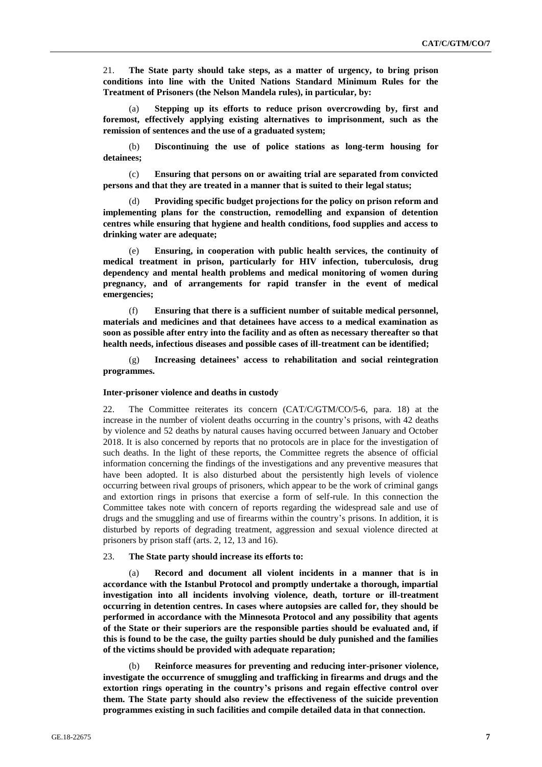21. **The State party should take steps, as a matter of urgency, to bring prison conditions into line with the United Nations Standard Minimum Rules for the Treatment of Prisoners (the Nelson Mandela rules), in particular, by:**

(a) **Stepping up its efforts to reduce prison overcrowding by, first and foremost, effectively applying existing alternatives to imprisonment, such as the remission of sentences and the use of a graduated system;**

(b) **Discontinuing the use of police stations as long-term housing for detainees;**

(c) **Ensuring that persons on or awaiting trial are separated from convicted persons and that they are treated in a manner that is suited to their legal status;**

(d) **Providing specific budget projections for the policy on prison reform and implementing plans for the construction, remodelling and expansion of detention centres while ensuring that hygiene and health conditions, food supplies and access to drinking water are adequate;**

(e) **Ensuring, in cooperation with public health services, the continuity of medical treatment in prison, particularly for HIV infection, tuberculosis, drug dependency and mental health problems and medical monitoring of women during pregnancy, and of arrangements for rapid transfer in the event of medical emergencies;**

(f) **Ensuring that there is a sufficient number of suitable medical personnel, materials and medicines and that detainees have access to a medical examination as soon as possible after entry into the facility and as often as necessary thereafter so that health needs, infectious diseases and possible cases of ill-treatment can be identified;**

(g) **Increasing detainees' access to rehabilitation and social reintegration programmes.**

#### Inter-prisoner violence and deaths in custody

22. The Committee reiterates its concern (CAT/C/GTM/CO/5-6, para. 18) at the increase in the number of violent deaths occurring in the country's prisons, with 42 deaths by violence and 52 deaths by natural causes having occurred between January and October 2018. It is also concerned by reports that no protocols are in place for the investigation of such deaths. In the light of these reports, the Committee regrets the absence of official information concerning the findings of the investigations and any preventive measures that have been adopted. It is also disturbed about the persistently high levels of violence occurring between rival groups of prisoners, which appear to be the work of criminal gangs and extortion rings in prisons that exercise a form of self-rule. In this connection the Committee takes note with concern of reports regarding the widespread sale and use of drugs and the smuggling and use of firearms within the country's prisons. In addition, it is disturbed by reports of degrading treatment, aggression and sexual violence directed at prisoners by prison staff (arts. 2, 12, 13 and 16).

23. **The State party should increase its efforts to:**

(a) **Record and document all violent incidents in a manner that is in accordance with the Istanbul Protocol and promptly undertake a thorough, impartial investigation into all incidents involving violence, death, torture or ill-treatment occurring in detention centres. In cases where autopsies are called for, they should be performed in accordance with the Minnesota Protocol and any possibility that agents of the State or their superiors are the responsible parties should be evaluated and, if this is found to be the case, the guilty parties should be duly punished and the families of the victims should be provided with adequate reparation;**

(b) **Reinforce measures for preventing and reducing inter-prisoner violence, investigate the occurrence of smuggling and trafficking in firearms and drugs and the extortion rings operating in the country's prisons and regain effective control over them. The State party should also review the effectiveness of the suicide prevention programmes existing in such facilities and compile detailed data in that connection.**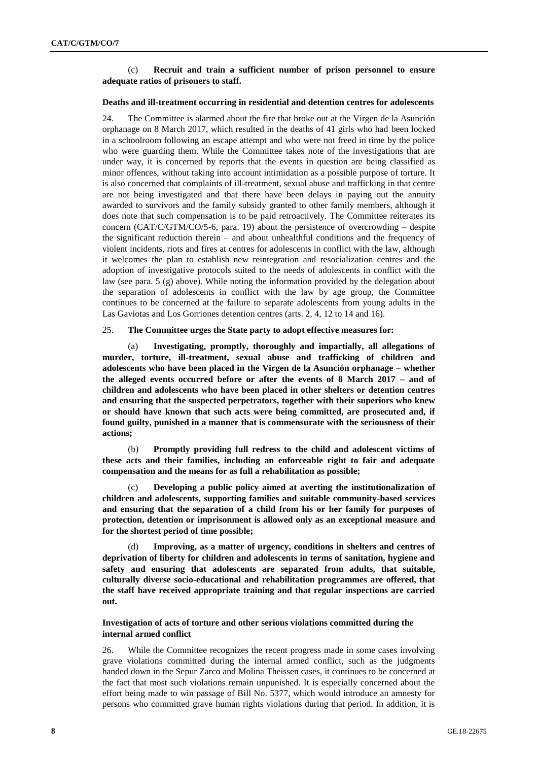(c) **Recruit and train a sufficient number of prison personnel to ensure adequate ratios of prisoners to staff.**

**Deaths and ill-treatment occurring in residential and detention centres for adolescents**

24. The Committee is alarmed about the fire that broke out at the Virgen de la Asunción orphanage on 8 March 2017, which resulted in the deaths of 41 girls who had been locked in a schoolroom following an escape attempt and who were not freed in time by the police who were guarding them. While the Committee takes note of the investigations that are under way, it is concerned by reports that the events in question are being classified as minor offences, without taking into account intimidation as a possible purpose of torture. It is also concerned that complaints of ill-treatment, sexual abuse and trafficking in that centre are not being investigated and that there have been delays in paying out the annuity awarded to survivors and the family subsidy granted to other family members, although it does note that such compensation is to be paid retroactively. The Committee reiterates its concern (CAT/C/GTM/CO/5-6, para. 19) about the persistence of overcrowding – despite the significant reduction therein – and about unhealthful conditions and the frequency of violent incidents, riots and fires at centres for adolescents in conflict with the law, although it welcomes the plan to establish new reintegration and resocialization centres and the adoption of investigative protocols suited to the needs of adolescents in conflict with the law (see para. 5 (g) above). While noting the information provided by the delegation about the separation of adolescents in conflict with the law by age group, the Committee continues to be concerned at the failure to separate adolescents from young adults in the Las Gaviotas and Los Gorriones detention centres (arts. 2, 4, 12 to 14 and 16).

25. **The Committee urges the State party to adopt effective measures for:**

(a) **Investigating, promptly, thoroughly and impartially, all allegations of murder, torture, ill-treatment, sexual abuse and trafficking of children and adolescents who have been placed in the Virgen de la Asunción orphanage – whether the alleged events occurred before or after the events of 8 March 2017 – and of children and adolescents who have been placed in other shelters or detention centres and ensuring that the suspected perpetrators, together with their superiors who knew or should have known that such acts were being committed, are prosecuted and, if found guilty, punished in a manner that is commensurate with the seriousness of their actions;**

(b) **Promptly providing full redress to the child and adolescent victims of these acts and their families, including an enforceable right to fair and adequate compensation and the means for as full a rehabilitation as possible;**

(c) **Developing a public policy aimed at averting the institutionalization of children and adolescents, supporting families and suitable community-based services and ensuring that the separation of a child from his or her family for purposes of protection, detention or imprisonment is allowed only as an exceptional measure and for the shortest period of time possible;**

(d) **Improving, as a matter of urgency, conditions in shelters and centres of deprivation of liberty for children and adolescents in terms of sanitation, hygiene and safety and ensuring that adolescents are separated from adults, that suitable, culturally diverse socio-educational and rehabilitation programmes are offered, that the staff have received appropriate training and that regular inspections are carried out.**

**Investigation of acts of torture and other serious violations committed during the internal armed conflict**

26. While the Committee recognizes the recent progress made in some cases involving grave violations committed during the internal armed conflict, such as the judgments handed down in the Sepur Zarco and Molina Theissen cases, it continues to be concerned at the fact that most such violations remain unpunished. It is especially concerned about the effort being made to win passage of Bill No. 5377, which would introduce an amnesty for persons who committed grave human rights violations during that period. In addition, it is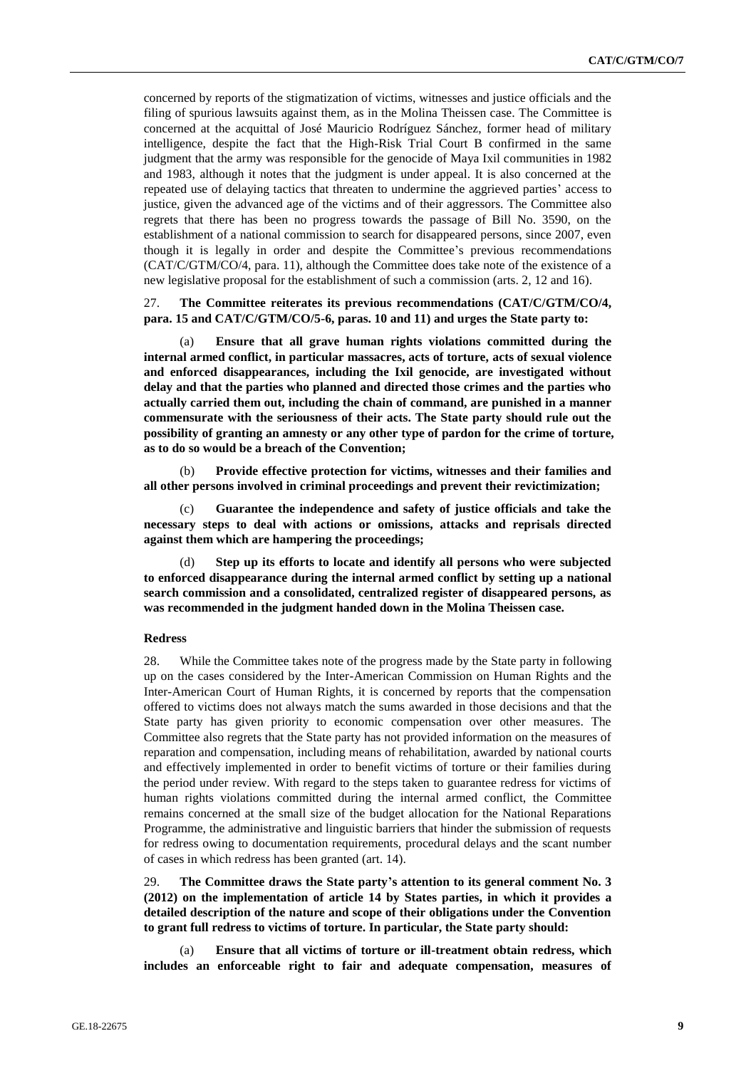concerned by reports of the stigmatization of victims, witnesses and justice officials and the filing of spurious lawsuits against them, as in the Molina Theissen case. The Committee is concerned at the acquittal of José Mauricio Rodríguez Sánchez, former head of military intelligence, despite the fact that the High-Risk Trial Court B confirmed in the same judgment that the army was responsible for the genocide of Maya Ixil communities in 1982 and 1983, although it notes that the judgment is under appeal. It is also concerned at the repeated use of delaying tactics that threaten to undermine the aggrieved parties' access to justice, given the advanced age of the victims and of their aggressors. The Committee also regrets that there has been no progress towards the passage of Bill No. 3590, on the establishment of a national commission to search for disappeared persons, since 2007, even though it is legally in order and despite the Committee's previous recommendations (CAT/C/GTM/CO/4, para. 11), although the Committee does take note of the existence of a new legislative proposal for the establishment of such a commission (arts. 2, 12 and 16).

27. **The Committee reiterates its previous recommendations (CAT/C/GTM/CO/4, para. 15 and CAT/C/GTM/CO/5-6, paras. 10 and 11) and urges the State party to:**

(a) **Ensure that all grave human rights violations committed during the internal armed conflict, in particular massacres, acts of torture, acts of sexual violence and enforced disappearances, including the Ixil genocide, are investigated without delay and that the parties who planned and directed those crimes and the parties who actually carried them out, including the chain of command, are punished in a manner commensurate with the seriousness of their acts. The State party should rule out the possibility of granting an amnesty or any other type of pardon for the crime of torture, as to do so would be a breach of the Convention;**

(b) **Provide effective protection for victims, witnesses and their families and all other persons involved in criminal proceedings and prevent their revictimization;**

(c) **Guarantee the independence and safety of justice officials and take the necessary steps to deal with actions or omissions, attacks and reprisals directed against them which are hampering the proceedings;**

(d) **Step up its efforts to locate and identify all persons who were subjected to enforced disappearance during the internal armed conflict by setting up a national search commission and a consolidated, centralized register of disappeared persons, as was recommended in the judgment handed down in the Molina Theissen case.**

### Redress

28. While the Committee takes note of the progress made by the State party in following up on the cases considered by the Inter-American Commission on Human Rights and the Inter-American Court of Human Rights, it is concerned by reports that the compensation offered to victims does not always match the sums awarded in those decisions and that the State party has given priority to economic compensation over other measures. The Committee also regrets that the State party has not provided information on the measures of reparation and compensation, including means of rehabilitation, awarded by national courts and effectively implemented in order to benefit victims of torture or their families during the period under review. With regard to the steps taken to guarantee redress for victims of human rights violations committed during the internal armed conflict, the Committee remains concerned at the small size of the budget allocation for the National Reparations Programme, the administrative and linguistic barriers that hinder the submission of requests for redress owing to documentation requirements, procedural delays and the scant number of cases in which redress has been granted (art. 14).

29. **The Committee draws the State party's attention to its general comment No. 3 (2012) on the implementation of article 14 by States parties, in which it provides a detailed description of the nature and scope of their obligations under the Convention to grant full redress to victims of torture. In particular, the State party should:**

(a) **Ensure that all victims of torture or ill-treatment obtain redress, which includes an enforceable right to fair and adequate compensation, measures of**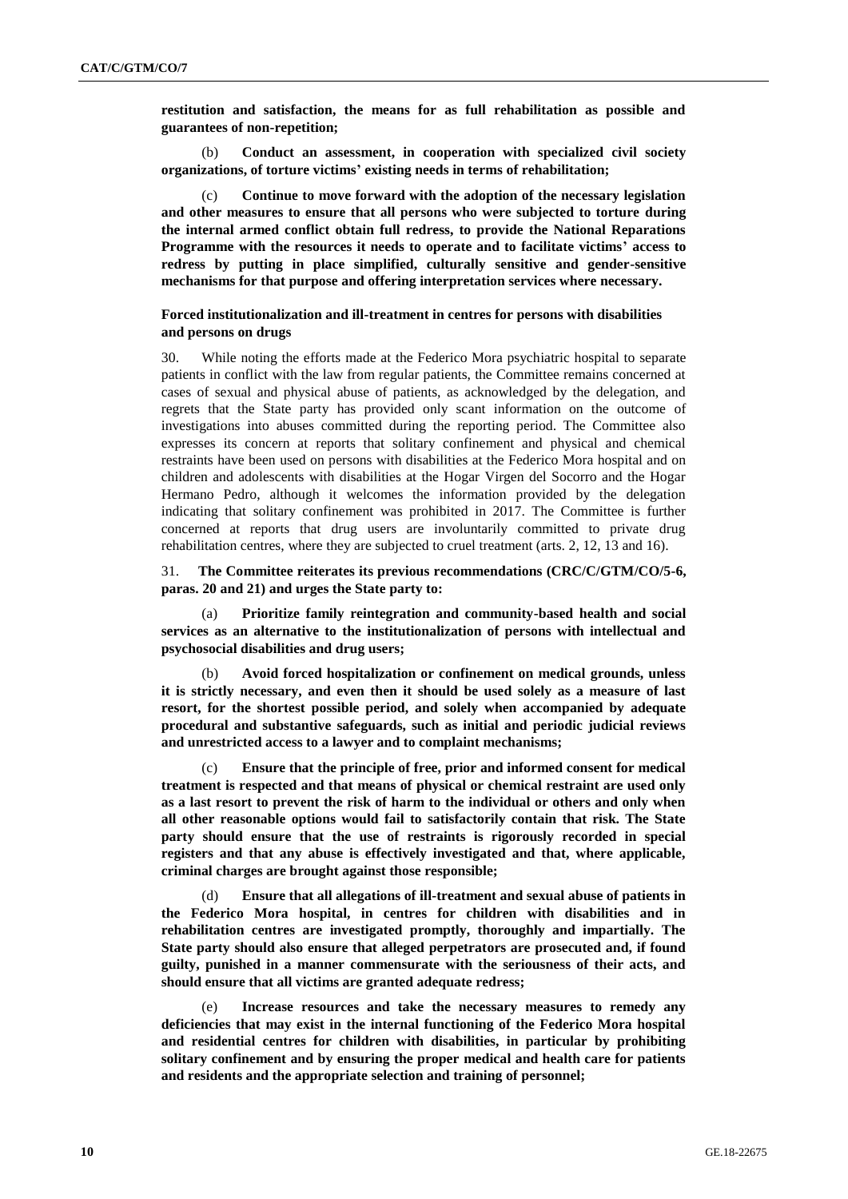**restitution and satisfaction, the means for as full rehabilitation as possible and guarantees of non-repetition;**

(b) **Conduct an assessment, in cooperation with specialized civil society organizations, of torture victims' existing needs in terms of rehabilitation;**

(c) **Continue to move forward with the adoption of the necessary legislation and other measures to ensure that all persons who were subjected to torture during the internal armed conflict obtain full redress, to provide the National Reparations Programme with the resources it needs to operate and to facilitate victims' access to redress by putting in place simplified, culturally sensitive and gender-sensitive mechanisms for that purpose and offering interpretation services where necessary.**

### Forced institutionalization and ill-treatment in centres for persons with disabilities and persons on drugs

30. While noting the efforts made at the Federico Mora psychiatric hospital to separate patients in conflict with the law from regular patients, the Committee remains concerned at cases of sexual and physical abuse of patients, as acknowledged by the delegation, and regrets that the State party has provided only scant information on the outcome of investigations into abuses committed during the reporting period. The Committee also expresses its concern at reports that solitary confinement and physical and chemical restraints have been used on persons with disabilities at the Federico Mora hospital and on children and adolescents with disabilities at the Hogar Virgen del Socorro and the Hogar Hermano Pedro, although it welcomes the information provided by the delegation indicating that solitary confinement was prohibited in 2017. The Committee is further concerned at reports that drug users are involuntarily committed to private drug rehabilitation centres, where they are subjected to cruel treatment (arts. 2, 12, 13 and 16).

31. **The Committee reiterates its previous recommendations (CRC/C/GTM/CO/5-6, paras. 20 and 21) and urges the State party to:**

(a) **Prioritize family reintegration and community-based health and social services as an alternative to the institutionalization of persons with intellectual and psychosocial disabilities and drug users;**

(b) **Avoid forced hospitalization or confinement on medical grounds, unless it is strictly necessary, and even then it should be used solely as a measure of last resort, for the shortest possible period, and solely when accompanied by adequate procedural and substantive safeguards, such as initial and periodic judicial reviews and unrestricted access to a lawyer and to complaint mechanisms;**

(c) **Ensure that the principle of free, prior and informed consent for medical treatment is respected and that means of physical or chemical restraint are used only as a last resort to prevent the risk of harm to the individual or others and only when all other reasonable options would fail to satisfactorily contain that risk. The State party should ensure that the use of restraints is rigorously recorded in special registers and that any abuse is effectively investigated and that, where applicable, criminal charges are brought against those responsible;**

(d) **Ensure that all allegations of ill-treatment and sexual abuse of patients in the Federico Mora hospital, in centres for children with disabilities and in rehabilitation centres are investigated promptly, thoroughly and impartially. The State party should also ensure that alleged perpetrators are prosecuted and, if found guilty, punished in a manner commensurate with the seriousness of their acts, and should ensure that all victims are granted adequate redress;**

(e) **Increase resources and take the necessary measures to remedy any deficiencies that may exist in the internal functioning of the Federico Mora hospital and residential centres for children with disabilities, in particular by prohibiting solitary confinement and by ensuring the proper medical and health care for patients and residents and the appropriate selection and training of personnel;**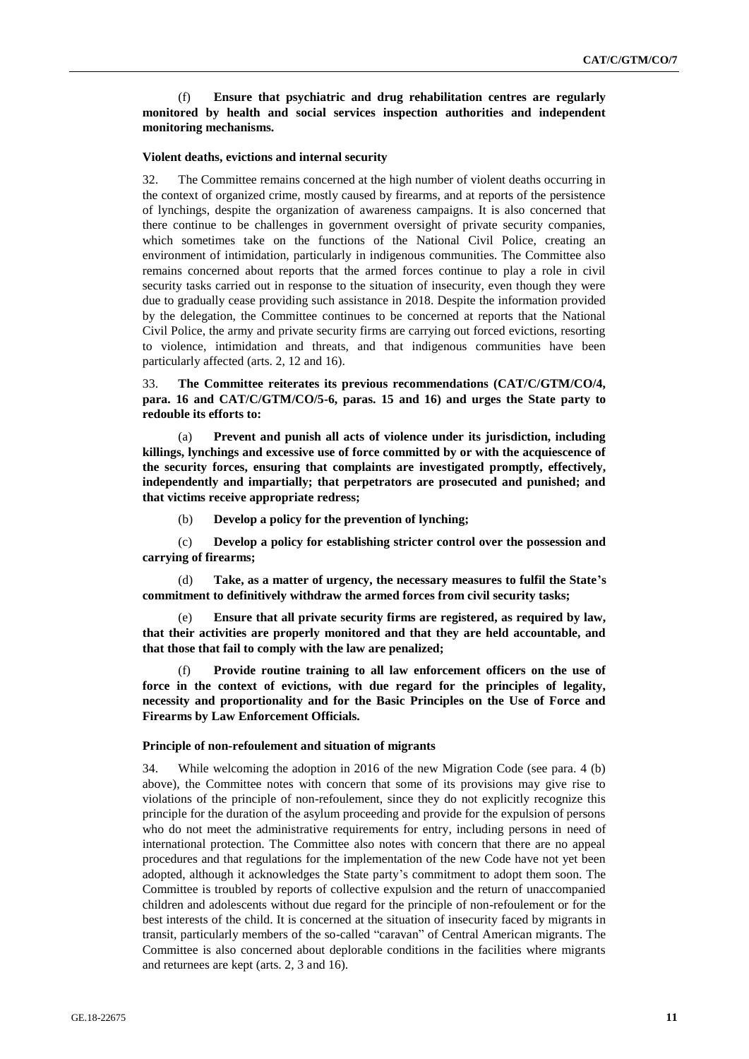(f) **Ensure that psychiatric and drug rehabilitation centres are regularly monitored by health and social services inspection authorities and independent monitoring mechanisms.**

**Violent deaths, evictions and internal security**

32. The Committee remains concerned at the high number of violent deaths occurring in the context of organized crime, mostly caused by firearms, and at reports of the persistence of lynchings, despite the organization of awareness campaigns. It is also concerned that there continue to be challenges in government oversight of private security companies, which sometimes take on the functions of the National Civil Police, creating an environment of intimidation, particularly in indigenous communities. The Committee also remains concerned about reports that the armed forces continue to play a role in civil security tasks carried out in response to the situation of insecurity, even though they were due to gradually cease providing such assistance in 2018. Despite the information provided by the delegation, the Committee continues to be concerned at reports that the National Civil Police, the army and private security firms are carrying out forced evictions, resorting to violence, intimidation and threats, and that indigenous communities have been particularly affected (arts. 2, 12 and 16).

33. **The Committee reiterates its previous recommendations (CAT/C/GTM/CO/4, para. 16 and CAT/C/GTM/CO/5-6, paras. 15 and 16) and urges the State party to redouble its efforts to:**

(a) **Prevent and punish all acts of violence under its jurisdiction, including killings, lynchings and excessive use of force committed by or with the acquiescence of the security forces, ensuring that complaints are investigated promptly, effectively, independently and impartially; that perpetrators are prosecuted and punished; and that victims receive appropriate redress;**

(b) **Develop a policy for the prevention of lynching;**

(c) **Develop a policy for establishing stricter control over the possession and carrying of firearms;**

(d) **Take, as a matter of urgency, the necessary measures to fulfil the State's commitment to definitively withdraw the armed forces from civil security tasks;**

(e) **Ensure that all private security firms are registered, as required by law, that their activities are properly monitored and that they are held accountable, and that those that fail to comply with the law are penalized;**

(f) **Provide routine training to all law enforcement officers on the use of force in the context of evictions, with due regard for the principles of legality, necessity and proportionality and for the Basic Principles on the Use of Force and Firearms by Law Enforcement Officials.**

**Principle of non-refoulement and situation of migrants**

34. While welcoming the adoption in 2016 of the new Migration Code (see para. 4 (b) above), the Committee notes with concern that some of its provisions may give rise to violations of the principle of non-refoulement, since they do not explicitly recognize this principle for the duration of the asylum proceeding and provide for the expulsion of persons who do not meet the administrative requirements for entry, including persons in need of international protection. The Committee also notes with concern that there are no appeal procedures and that regulations for the implementation of the new Code have not yet been adopted, although it acknowledges the State party's commitment to adopt them soon. The Committee is troubled by reports of collective expulsion and the return of unaccompanied children and adolescents without due regard for the principle of non-refoulement or for the best interests of the child. It is concerned at the situation of insecurity faced by migrants in transit, particularly members of the so-called "caravan" of Central American migrants. The Committee is also concerned about deplorable conditions in the facilities where migrants and returnees are kept (arts. 2, 3 and 16).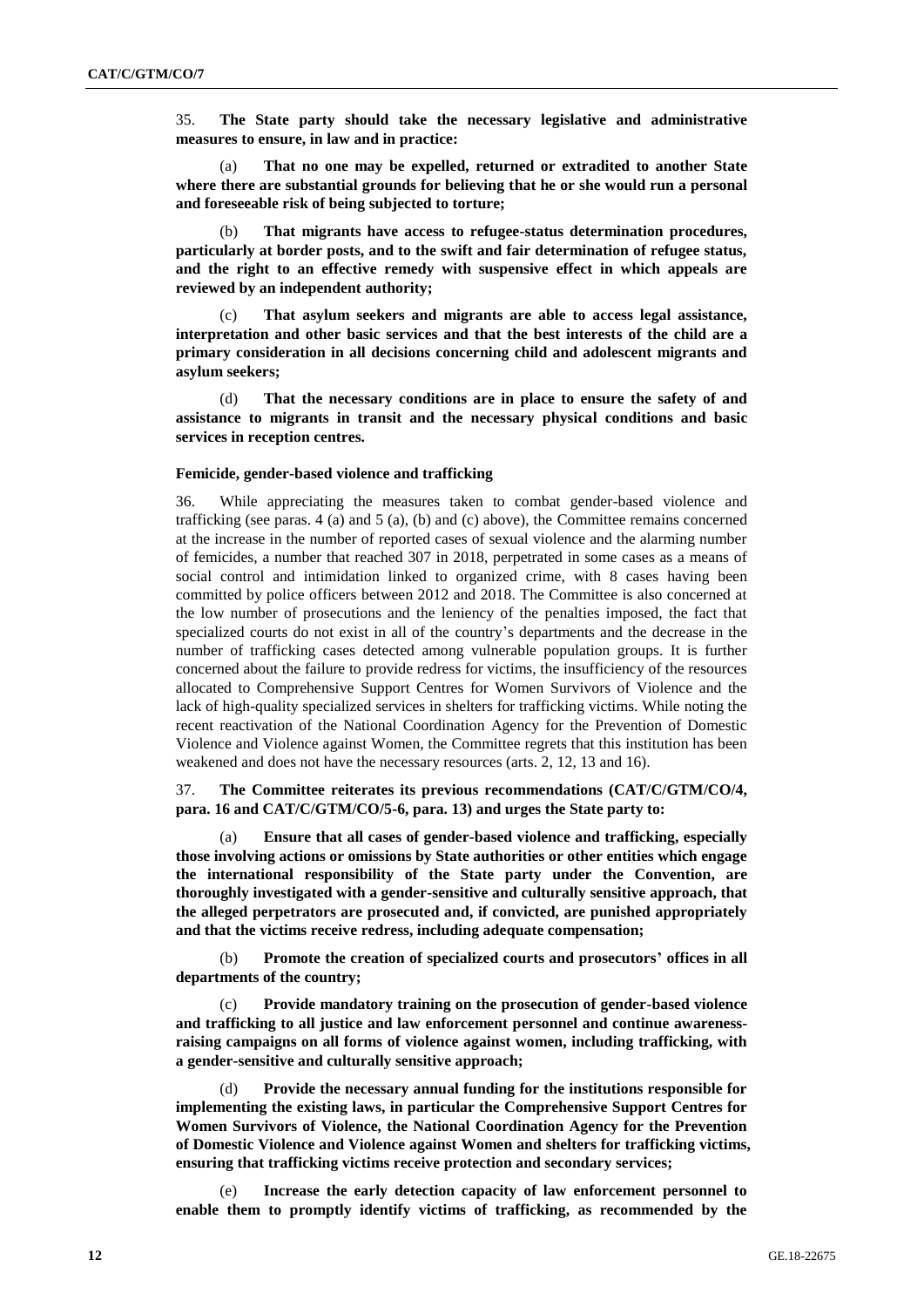35. **The State party should take the necessary legislative and administrative measures to ensure, in law and in practice:**

(a) **That no one may be expelled, returned or extradited to another State where there are substantial grounds for believing that he or she would run a personal and foreseeable risk of being subjected to torture;**

(b) **That migrants have access to refugee-status determination procedures, particularly at border posts, and to the swift and fair determination of refugee status, and the right to an effective remedy with suspensive effect in which appeals are reviewed by an independent authority;**

(c) **That asylum seekers and migrants are able to access legal assistance, interpretation and other basic services and that the best interests of the child are a primary consideration in all decisions concerning child and adolescent migrants and asylum seekers;**

(d) **That the necessary conditions are in place to ensure the safety of and assistance to migrants in transit and the necessary physical conditions and basic services in reception centres.**

#### Femicide, gender-based violence and trafficking

36. While appreciating the measures taken to combat gender-based violence and trafficking (see paras. 4 (a) and 5 (a), (b) and (c) above), the Committee remains concerned at the increase in the number of reported cases of sexual violence and the alarming number of femicides, a number that reached 307 in 2018, perpetrated in some cases as a means of social control and intimidation linked to organized crime, with 8 cases having been committed by police officers between 2012 and 2018. The Committee is also concerned at the low number of prosecutions and the leniency of the penalties imposed, the fact that specialized courts do not exist in all of the country's departments and the decrease in the number of trafficking cases detected among vulnerable population groups. It is further concerned about the failure to provide redress for victims, the insufficiency of the resources allocated to Comprehensive Support Centres for Women Survivors of Violence and the lack of high-quality specialized services in shelters for trafficking victims. While noting the recent reactivation of the National Coordination Agency for the Prevention of Domestic Violence and Violence against Women, the Committee regrets that this institution has been weakened and does not have the necessary resources (arts. 2, 12, 13 and 16).

37. **The Committee reiterates its previous recommendations (CAT/C/GTM/CO/4, para. 16 and CAT/C/GTM/CO/5-6, para. 13) and urges the State party to:**

(a) **Ensure that all cases of gender-based violence and trafficking, especially those involving actions or omissions by State authorities or other entities which engage the international responsibility of the State party under the Convention, are thoroughly investigated with a gender-sensitive and culturally sensitive approach, that the alleged perpetrators are prosecuted and, if convicted, are punished appropriately and that the victims receive redress, including adequate compensation;**

(b) **Promote the creation of specialized courts and prosecutors' offices in all departments of the country;**

(c) **Provide mandatory training on the prosecution of gender-based violence and trafficking to all justice and law enforcement personnel and continue awareness-raising campaigns on all forms of violence against women, including trafficking, with a gender-sensitive and culturally sensitive approach;**

(d) **Provide the necessary annual funding for the institutions responsible for implementing the existing laws, in particular the Comprehensive Support Centres for Women Survivors of Violence, the National Coordination Agency for the Prevention of Domestic Violence and Violence against Women and shelters for trafficking victims, ensuring that trafficking victims receive protection and secondary services;**

(e) **Increase the early detection capacity of law enforcement personnel to enable them to promptly identify victims of trafficking, as recommended by the**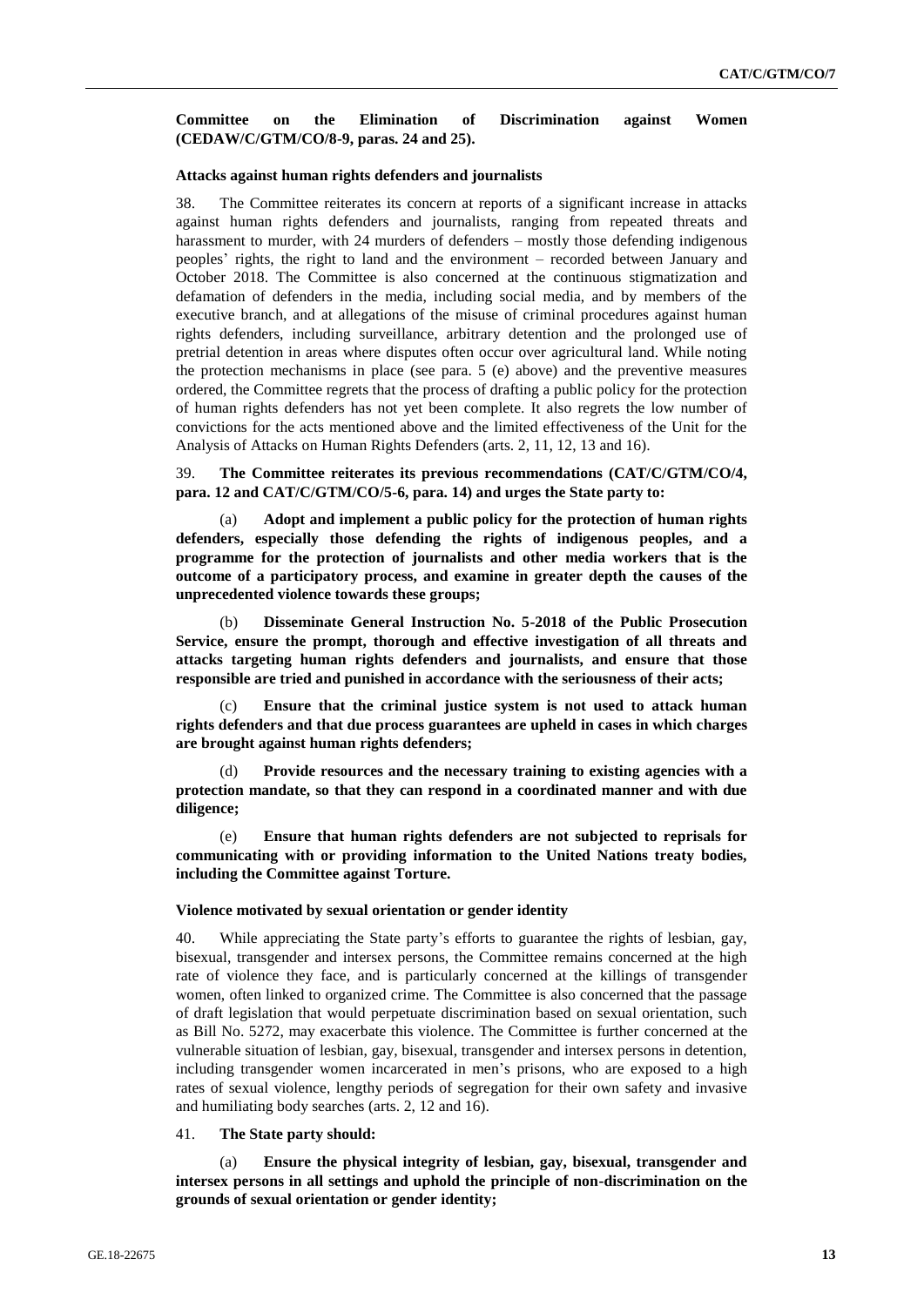**Committee on the Elimination of Discrimination against Women (CEDAW/C/GTM/CO/8-9, paras. 24 and 25).**

### Attacks against human rights defenders and journalists

38. The Committee reiterates its concern at reports of a significant increase in attacks against human rights defenders and journalists, ranging from repeated threats and harassment to murder, with 24 murders of defenders – mostly those defending indigenous peoples' rights, the right to land and the environment – recorded between January and October 2018. The Committee is also concerned at the continuous stigmatization and defamation of defenders in the media, including social media, and by members of the executive branch, and at allegations of the misuse of criminal procedures against human rights defenders, including surveillance, arbitrary detention and the prolonged use of pretrial detention in areas where disputes often occur over agricultural land. While noting the protection mechanisms in place (see para. 5 (e) above) and the preventive measures ordered, the Committee regrets that the process of drafting a public policy for the protection of human rights defenders has not yet been complete. It also regrets the low number of convictions for the acts mentioned above and the limited effectiveness of the Unit for the Analysis of Attacks on Human Rights Defenders (arts. 2, 11, 12, 13 and 16).

39. **The Committee reiterates its previous recommendations (CAT/C/GTM/CO/4, para. 12 and CAT/C/GTM/CO/5-6, para. 14) and urges the State party to:**

(a) **Adopt and implement a public policy for the protection of human rights defenders, especially those defending the rights of indigenous peoples, and a programme for the protection of journalists and other media workers that is the outcome of a participatory process, and examine in greater depth the causes of the unprecedented violence towards these groups;**

(b) **Disseminate General Instruction No. 5-2018 of the Public Prosecution Service, ensure the prompt, thorough and effective investigation of all threats and attacks targeting human rights defenders and journalists, and ensure that those responsible are tried and punished in accordance with the seriousness of their acts;**

(c) **Ensure that the criminal justice system is not used to attack human rights defenders and that due process guarantees are upheld in cases in which charges are brought against human rights defenders;**

(d) **Provide resources and the necessary training to existing agencies with a protection mandate, so that they can respond in a coordinated manner and with due diligence;**

(e) **Ensure that human rights defenders are not subjected to reprisals for communicating with or providing information to the United Nations treaty bodies, including the Committee against Torture.**

### Violence motivated by sexual orientation or gender identity

40. While appreciating the State party's efforts to guarantee the rights of lesbian, gay, bisexual, transgender and intersex persons, the Committee remains concerned at the high rate of violence they face, and is particularly concerned at the killings of transgender women, often linked to organized crime. The Committee is also concerned that the passage of draft legislation that would perpetuate discrimination based on sexual orientation, such as Bill No. 5272, may exacerbate this violence. The Committee is further concerned at the vulnerable situation of lesbian, gay, bisexual, transgender and intersex persons in detention, including transgender women incarcerated in men's prisons, who are exposed to a high rates of sexual violence, lengthy periods of segregation for their own safety and invasive and humiliating body searches (arts. 2, 12 and 16).

41. **The State party should:**

(a) **Ensure the physical integrity of lesbian, gay, bisexual, transgender and intersex persons in all settings and uphold the principle of non-discrimination on the grounds of sexual orientation or gender identity;**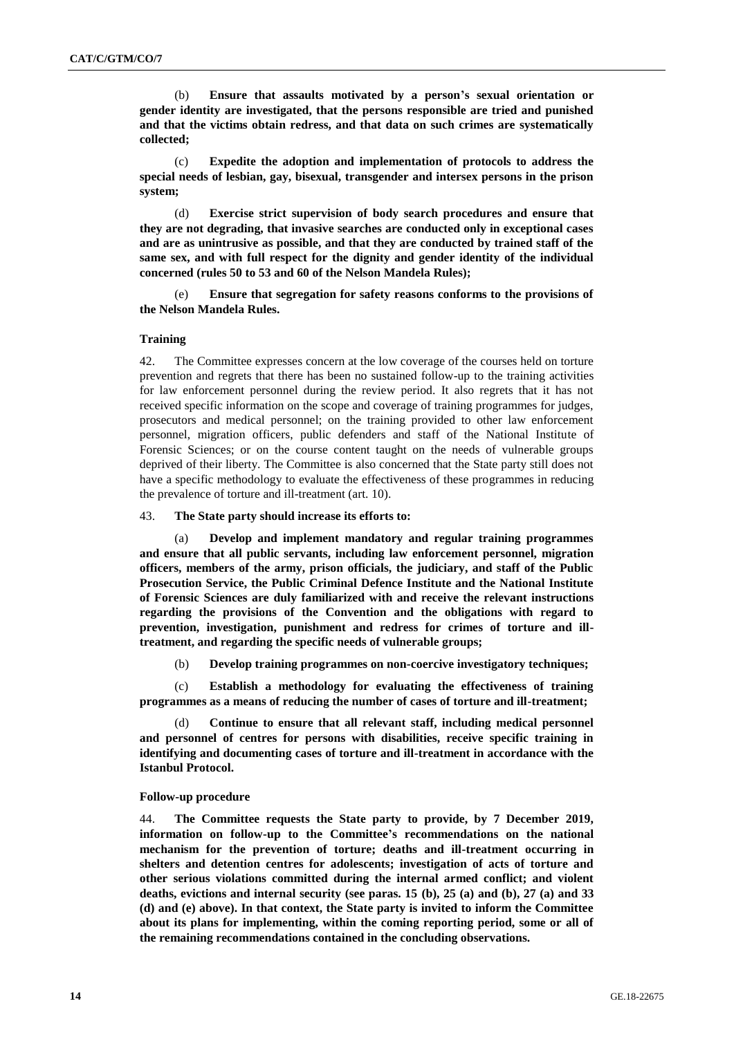(b) **Ensure that assaults motivated by a person's sexual orientation or gender identity are investigated, that the persons responsible are tried and punished and that the victims obtain redress, and that data on such crimes are systematically collected;**

(c) **Expedite the adoption and implementation of protocols to address the special needs of lesbian, gay, bisexual, transgender and intersex persons in the prison system;**

(d) **Exercise strict supervision of body search procedures and ensure that they are not degrading, that invasive searches are conducted only in exceptional cases and are as unintrusive as possible, and that they are conducted by trained staff of the same sex, and with full respect for the dignity and gender identity of the individual concerned (rules 50 to 53 and 60 of the Nelson Mandela Rules);**

(e) **Ensure that segregation for safety reasons conforms to the provisions of the Nelson Mandela Rules.**

#### Training

42. The Committee expresses concern at the low coverage of the courses held on torture prevention and regrets that there has been no sustained follow-up to the training activities for law enforcement personnel during the review period. It also regrets that it has not received specific information on the scope and coverage of training programmes for judges, prosecutors and medical personnel; on the training provided to other law enforcement personnel, migration officers, public defenders and staff of the National Institute of Forensic Sciences; or on the course content taught on the needs of vulnerable groups deprived of their liberty. The Committee is also concerned that the State party still does not have a specific methodology to evaluate the effectiveness of these programmes in reducing the prevalence of torture and ill-treatment (art. 10).

43. **The State party should increase its efforts to:**

(a) **Develop and implement mandatory and regular training programmes and ensure that all public servants, including law enforcement personnel, migration officers, members of the army, prison officials, the judiciary, and staff of the Public Prosecution Service, the Public Criminal Defence Institute and the National Institute of Forensic Sciences are duly familiarized with and receive the relevant instructions regarding the provisions of the Convention and the obligations with regard to prevention, investigation, punishment and redress for crimes of torture and ill-treatment, and regarding the specific needs of vulnerable groups;**

(b) **Develop training programmes on non-coercive investigatory techniques;**

(c) **Establish a methodology for evaluating the effectiveness of training programmes as a means of reducing the number of cases of torture and ill-treatment;**

(d) **Continue to ensure that all relevant staff, including medical personnel and personnel of centres for persons with disabilities, receive specific training in identifying and documenting cases of torture and ill-treatment in accordance with the Istanbul Protocol.**

#### Follow-up procedure

44. **The Committee requests the State party to provide, by 7 December 2019, information on follow-up to the Committee's recommendations on the national mechanism for the prevention of torture; deaths and ill-treatment occurring in shelters and detention centres for adolescents; investigation of acts of torture and other serious violations committed during the internal armed conflict; and violent deaths, evictions and internal security (see paras. 15 (b), 25 (a) and (b), 27 (a) and 33 (d) and (e) above). In that context, the State party is invited to inform the Committee about its plans for implementing, within the coming reporting period, some or all of the remaining recommendations contained in the concluding observations.**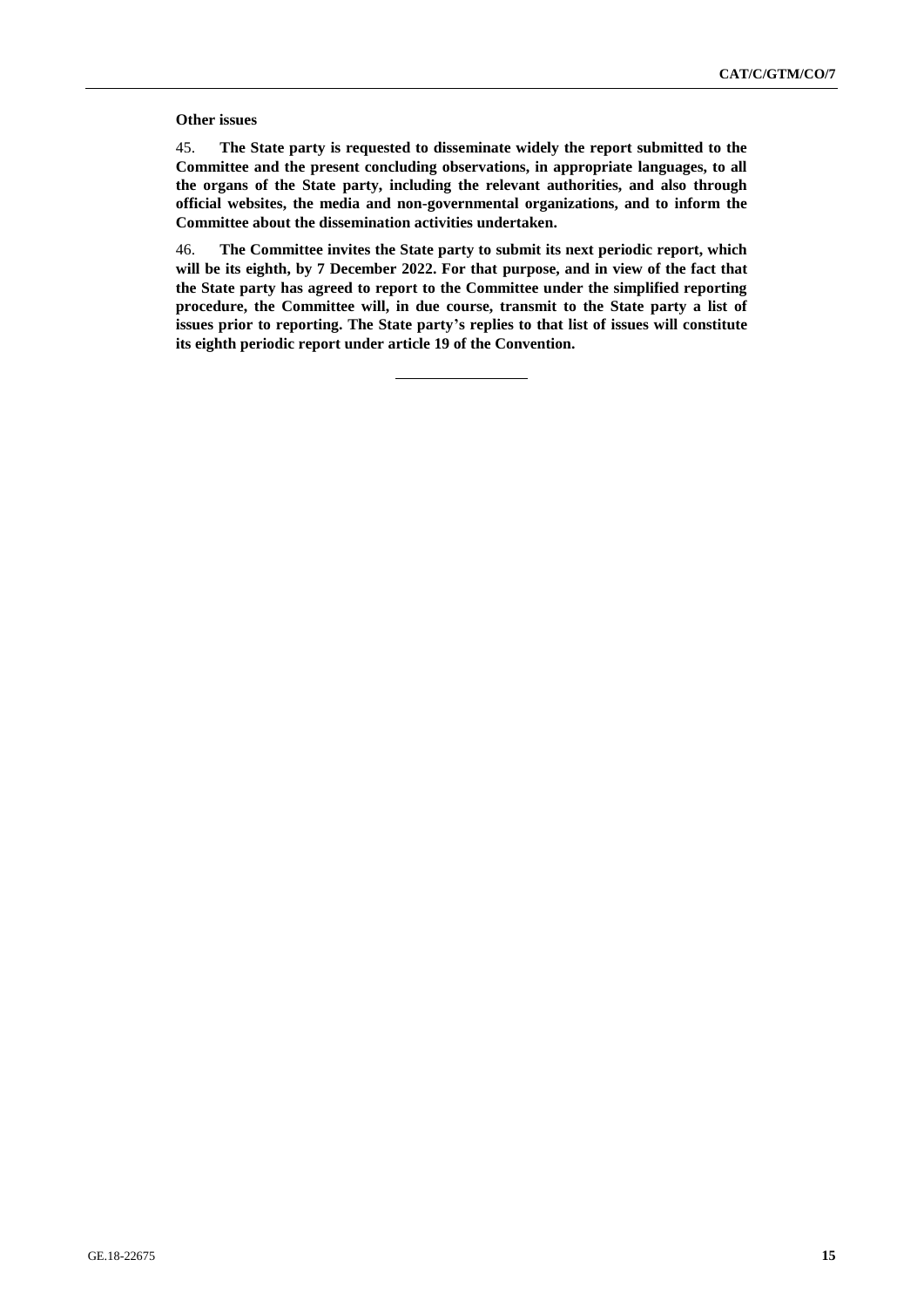**Other issues**

45. **The State party is requested to disseminate widely the report submitted to the Committee and the present concluding observations, in appropriate languages, to all the organs of the State party, including the relevant authorities, and also through official websites, the media and non-governmental organizations, and to inform the Committee about the dissemination activities undertaken.**

46. **The Committee invites the State party to submit its next periodic report, which will be its eighth, by 7 December 2022. For that purpose, and in view of the fact that the State party has agreed to report to the Committee under the simplified reporting procedure, the Committee will, in due course, transmit to the State party a list of issues prior to reporting. The State party's replies to that list of issues will constitute its eighth periodic report under article 19 of the Convention.**